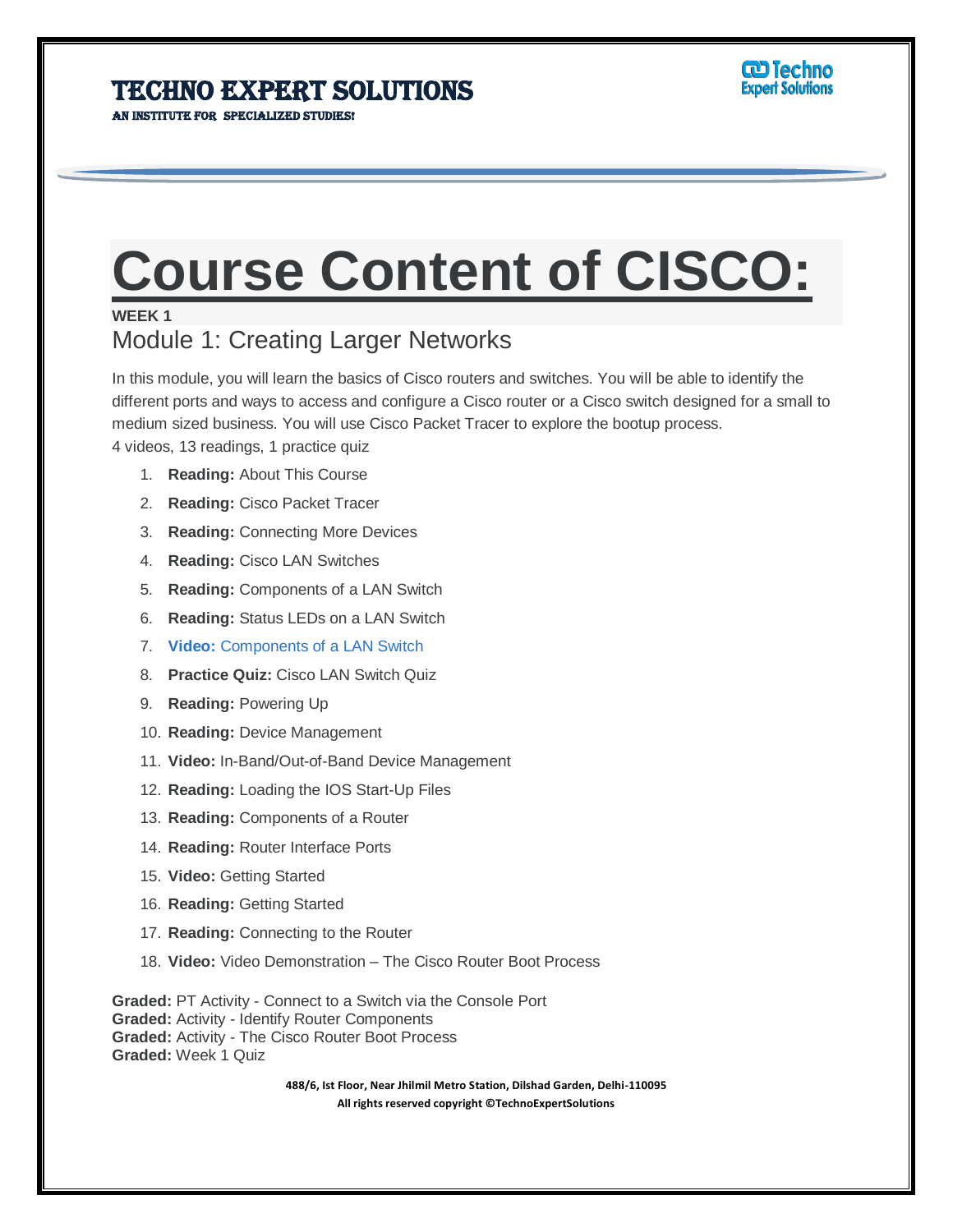# TECHNO EXPERT SOLUTIONS

AN INSTITUTE FOR SPECIALIZED STUDIES!

# Course Content of CISCO:

**WEEK 1**

## Module 1: Creating Larger Networks

In this module, you will learn the basics of Cisco routers and switches. You will be able to identify the different ports and ways to access and configure a Cisco router or a Cisco switch designed for a small to medium sized business. You will use Cisco Packet Tracer to explore the bootup process.
4 videos, 13 readings, 1 practice quiz

1. **Reading:** About This Course
2. **Reading:** Cisco Packet Tracer
3. **Reading:** Connecting More Devices
4. **Reading:** Cisco LAN Switches
5. **Reading:** Components of a LAN Switch
6. **Reading:** Status LEDs on a LAN Switch
7. **Video:** Components of a LAN Switch
8. **Practice Quiz:** Cisco LAN Switch Quiz
9. **Reading:** Powering Up
10. **Reading:** Device Management
11. **Video:** In-Band/Out-of-Band Device Management
12. **Reading:** Loading the IOS Start-Up Files
13. **Reading:** Components of a Router
14. **Reading:** Router Interface Ports
15. **Video:** Getting Started
16. **Reading:** Getting Started
17. **Reading:** Connecting to the Router
18. **Video:** Video Demonstration – The Cisco Router Boot Process

**Graded:** PT Activity - Connect to a Switch via the Console Port
**Graded:** Activity - Identify Router Components
**Graded:** Activity - The Cisco Router Boot Process
**Graded:** Week 1 Quiz

488/6, Ist Floor, Near Jhilmil Metro Station, Dilshad Garden, Delhi-110095
All rights reserved copyright ©TechnoExpertSolutions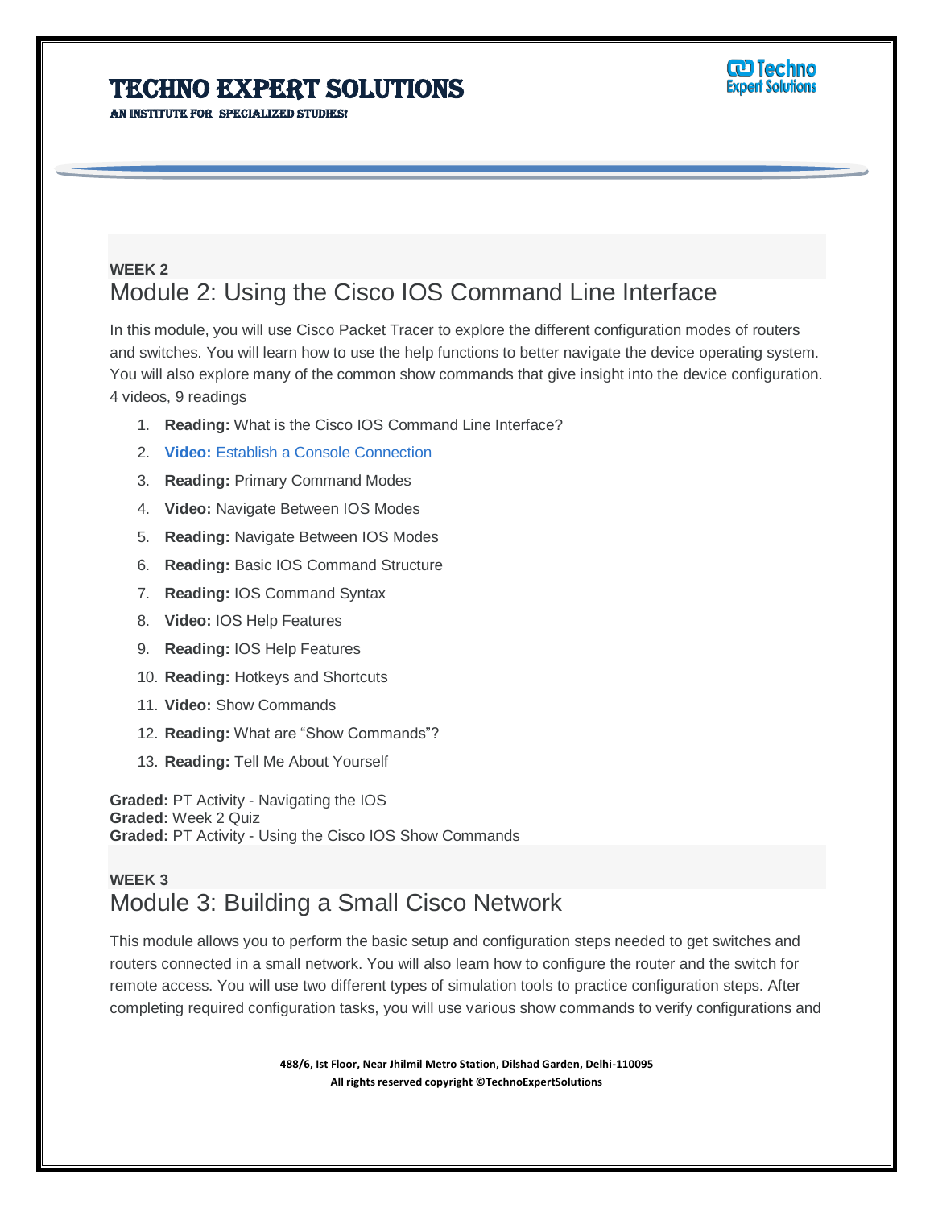**WEEK 2**

## Module 2: Using the Cisco IOS Command Line Interface

In this module, you will use Cisco Packet Tracer to explore the different configuration modes of routers and switches. You will learn how to use the help functions to better navigate the device operating system. You will also explore many of the common show commands that give insight into the device configuration.
4 videos, 9 readings

1. **Reading:** What is the Cisco IOS Command Line Interface?
2. **Video:** Establish a Console Connection
3. **Reading:** Primary Command Modes
4. **Video:** Navigate Between IOS Modes
5. **Reading:** Navigate Between IOS Modes
6. **Reading:** Basic IOS Command Structure
7. **Reading:** IOS Command Syntax
8. **Video:** IOS Help Features
9. **Reading:** IOS Help Features
10. **Reading:** Hotkeys and Shortcuts
11. **Video:** Show Commands
12. **Reading:** What are "Show Commands"?
13. **Reading:** Tell Me About Yourself

**Graded:** PT Activity - Navigating the IOS
**Graded:** Week 2 Quiz
**Graded:** PT Activity - Using the Cisco IOS Show Commands

**WEEK 3**

## Module 3: Building a Small Cisco Network

This module allows you to perform the basic setup and configuration steps needed to get switches and routers connected in a small network. You will also learn how to configure the router and the switch for remote access. You will use two different types of simulation tools to practice configuration steps. After completing required configuration tasks, you will use various show commands to verify configurations and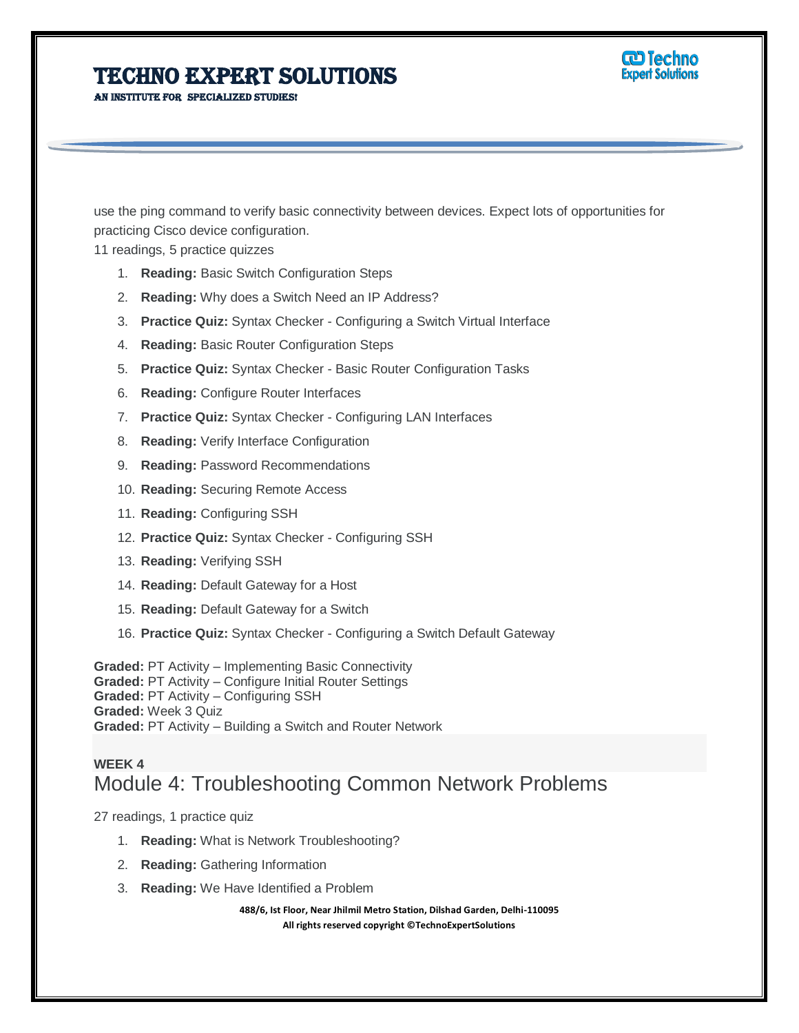use the ping command to verify basic connectivity between devices. Expect lots of opportunities for practicing Cisco device configuration.

11 readings, 5 practice quizzes

1. **Reading:** Basic Switch Configuration Steps
2. **Reading:** Why does a Switch Need an IP Address?
3. **Practice Quiz:** Syntax Checker - Configuring a Switch Virtual Interface
4. **Reading:** Basic Router Configuration Steps
5. **Practice Quiz:** Syntax Checker - Basic Router Configuration Tasks
6. **Reading:** Configure Router Interfaces
7. **Practice Quiz:** Syntax Checker - Configuring LAN Interfaces
8. **Reading:** Verify Interface Configuration
9. **Reading:** Password Recommendations
10. **Reading:** Securing Remote Access
11. **Reading:** Configuring SSH
12. **Practice Quiz:** Syntax Checker - Configuring SSH
13. **Reading:** Verifying SSH
14. **Reading:** Default Gateway for a Host
15. **Reading:** Default Gateway for a Switch
16. **Practice Quiz:** Syntax Checker - Configuring a Switch Default Gateway

**Graded:** PT Activity – Implementing Basic Connectivity
**Graded:** PT Activity – Configure Initial Router Settings
**Graded:** PT Activity – Configuring SSH
**Graded:** Week 3 Quiz
**Graded:** PT Activity – Building a Switch and Router Network

**WEEK 4**

## Module 4: Troubleshooting Common Network Problems

27 readings, 1 practice quiz

1. **Reading:** What is Network Troubleshooting?
2. **Reading:** Gathering Information
3. **Reading:** We Have Identified a Problem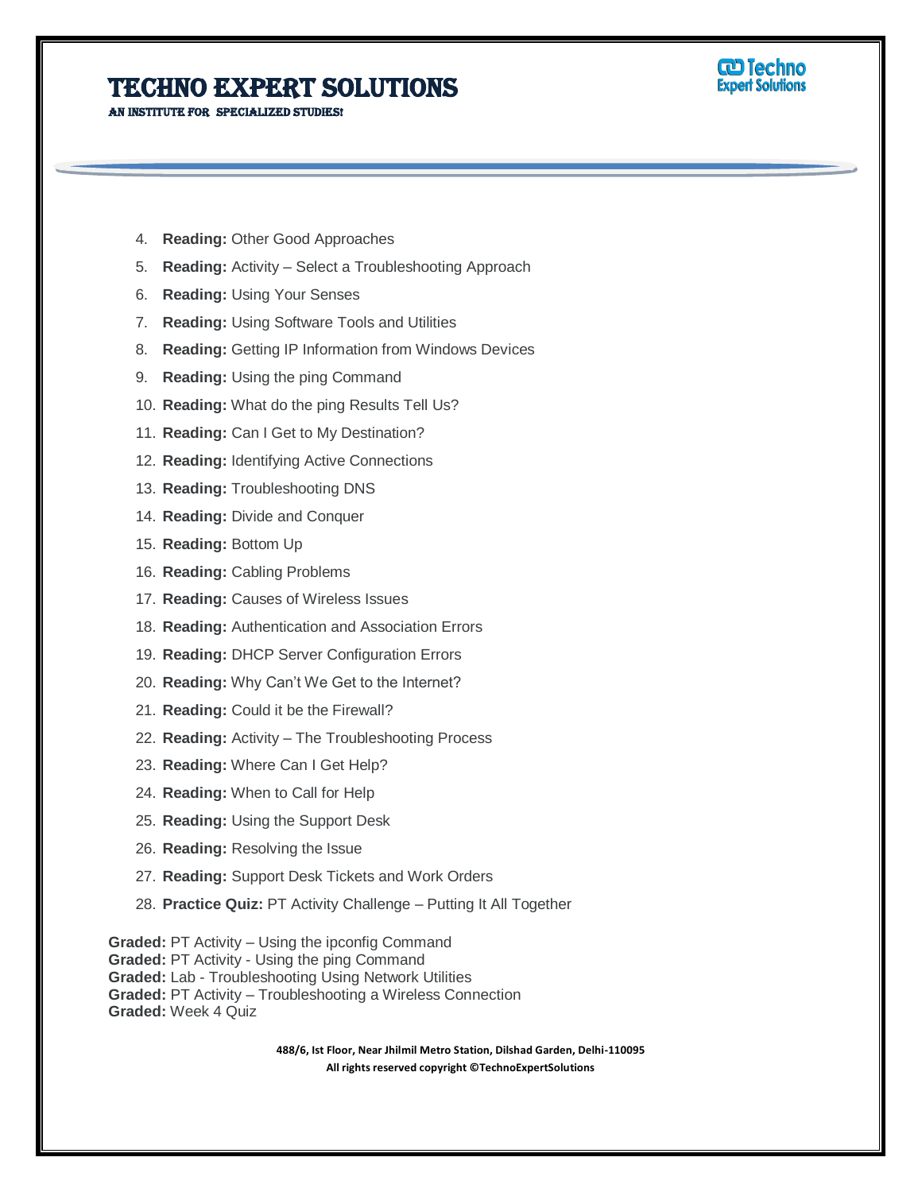4. **Reading:** Other Good Approaches
5. **Reading:** Activity – Select a Troubleshooting Approach
6. **Reading:** Using Your Senses
7. **Reading:** Using Software Tools and Utilities
8. **Reading:** Getting IP Information from Windows Devices
9. **Reading:** Using the ping Command
10. **Reading:** What do the ping Results Tell Us?
11. **Reading:** Can I Get to My Destination?
12. **Reading:** Identifying Active Connections
13. **Reading:** Troubleshooting DNS
14. **Reading:** Divide and Conquer
15. **Reading:** Bottom Up
16. **Reading:** Cabling Problems
17. **Reading:** Causes of Wireless Issues
18. **Reading:** Authentication and Association Errors
19. **Reading:** DHCP Server Configuration Errors
20. **Reading:** Why Can't We Get to the Internet?
21. **Reading:** Could it be the Firewall?
22. **Reading:** Activity – The Troubleshooting Process
23. **Reading:** Where Can I Get Help?
24. **Reading:** When to Call for Help
25. **Reading:** Using the Support Desk
26. **Reading:** Resolving the Issue
27. **Reading:** Support Desk Tickets and Work Orders
28. **Practice Quiz:** PT Activity Challenge – Putting It All Together

**Graded:** PT Activity – Using the ipconfig Command
**Graded:** PT Activity - Using the ping Command
**Graded:** Lab - Troubleshooting Using Network Utilities
**Graded:** PT Activity – Troubleshooting a Wireless Connection
**Graded:** Week 4 Quiz